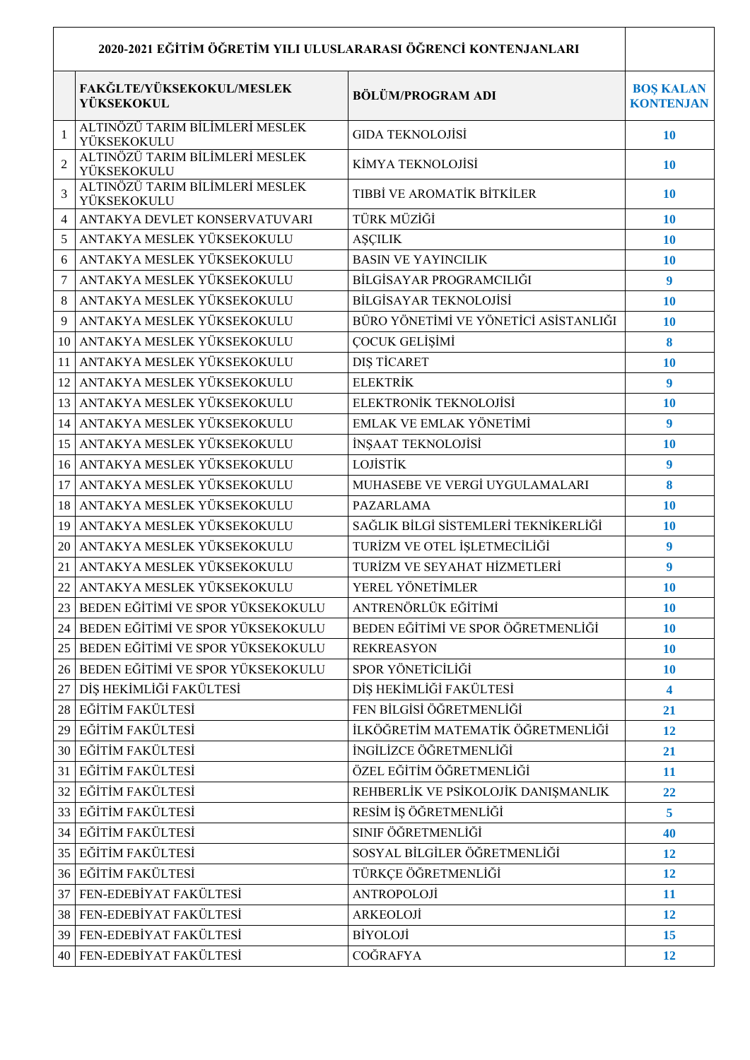| 2020-2021 EĞİTİM ÖĞRETİM YILI ULUSLARARASI ÖĞRENCİ KONTENJANLARI | | | |
|---|---|---|---|
| | **FAKĞLTE/YÜKSEKOKUL/MESLEK YÜKSEKOKUL** | **BÖLÜM/PROGRAM ADI** | **BOŞ KALAN KONTENJAN** |
| 1 | ALTINÖZÜ TARIM BİLİMLERİ MESLEK YÜKSEKOKULU | GIDA TEKNOLOJİSİ | **10** |
| 2 | ALTINÖZÜ TARIM BİLİMLERİ MESLEK YÜKSEKOKULU | KİMYA TEKNOLOJİSİ | **10** |
| 3 | ALTINÖZÜ TARIM BİLİMLERİ MESLEK YÜKSEKOKULU | TIBBİ VE AROMATİK BİTKİLER | **10** |
| 4 | ANTAKYA DEVLET KONSERVATUVARI | TÜRK MÜZİĞİ | **10** |
| 5 | ANTAKYA MESLEK YÜKSEKOKULU | AŞÇILIK | **10** |
| 6 | ANTAKYA MESLEK YÜKSEKOKULU | BASIN VE YAYINCILIK | **10** |
| 7 | ANTAKYA MESLEK YÜKSEKOKULU | BİLGİSAYAR PROGRAMCILIĞI | **9** |
| 8 | ANTAKYA MESLEK YÜKSEKOKULU | BİLGİSAYAR TEKNOLOJİSİ | **10** |
| 9 | ANTAKYA MESLEK YÜKSEKOKULU | BÜRO YÖNETİMİ VE YÖNETİCİ ASİSTANLIĞI | **10** |
| 10 | ANTAKYA MESLEK YÜKSEKOKULU | ÇOCUK GELİŞİMİ | **8** |
| 11 | ANTAKYA MESLEK YÜKSEKOKULU | DIŞ TİCARET | **10** |
| 12 | ANTAKYA MESLEK YÜKSEKOKULU | ELEKTRİK | **9** |
| 13 | ANTAKYA MESLEK YÜKSEKOKULU | ELEKTRONİK TEKNOLOJİSİ | **10** |
| 14 | ANTAKYA MESLEK YÜKSEKOKULU | EMLAK VE EMLAK YÖNETİMİ | **9** |
| 15 | ANTAKYA MESLEK YÜKSEKOKULU | İNŞAAT TEKNOLOJİSİ | **10** |
| 16 | ANTAKYA MESLEK YÜKSEKOKULU | LOJİSTİK | **9** |
| 17 | ANTAKYA MESLEK YÜKSEKOKULU | MUHASEBE VE VERGİ UYGULAMALARI | **8** |
| 18 | ANTAKYA MESLEK YÜKSEKOKULU | PAZARLAMA | **10** |
| 19 | ANTAKYA MESLEK YÜKSEKOKULU | SAĞLIK BİLGİ SİSTEMLERİ TEKNİKERLİĞİ | **10** |
| 20 | ANTAKYA MESLEK YÜKSEKOKULU | TURİZM VE OTEL İŞLETMECİLİĞİ | **9** |
| 21 | ANTAKYA MESLEK YÜKSEKOKULU | TURİZM VE SEYAHAT HİZMETLERİ | **9** |
| 22 | ANTAKYA MESLEK YÜKSEKOKULU | YEREL YÖNETİMLER | **10** |
| 23 | BEDEN EĞİTİMİ VE SPOR YÜKSEKOKULU | ANTRENÖRLÜK EĞİTİMİ | **10** |
| 24 | BEDEN EĞİTİMİ VE SPOR YÜKSEKOKULU | BEDEN EĞİTİMİ VE SPOR ÖĞRETMENLİĞİ | **10** |
| 25 | BEDEN EĞİTİMİ VE SPOR YÜKSEKOKULU | REKREASYON | **10** |
| 26 | BEDEN EĞİTİMİ VE SPOR YÜKSEKOKULU | SPOR YÖNETİCİLİĞİ | **10** |
| 27 | DİŞ HEKİMLİĞİ FAKÜLTESİ | DİŞ HEKİMLİĞİ FAKÜLTESİ | **4** |
| 28 | EĞİTİM FAKÜLTESİ | FEN BİLGİSİ ÖĞRETMENLİĞİ | **21** |
| 29 | EĞİTİM FAKÜLTESİ | İLKÖĞRETİM MATEMATİK ÖĞRETMENLİĞİ | **12** |
| 30 | EĞİTİM FAKÜLTESİ | İNGİLİZCE ÖĞRETMENLİĞİ | **21** |
| 31 | EĞİTİM FAKÜLTESİ | ÖZEL EĞİTİM ÖĞRETMENLİĞİ | **11** |
| 32 | EĞİTİM FAKÜLTESİ | REHBERLİK VE PSİKOLOJİK DANIŞMANLIK | **22** |
| 33 | EĞİTİM FAKÜLTESİ | RESİM İŞ ÖĞRETMENLİĞİ | **5** |
| 34 | EĞİTİM FAKÜLTESİ | SINIF ÖĞRETMENLİĞİ | **40** |
| 35 | EĞİTİM FAKÜLTESİ | SOSYAL BİLGİLER ÖĞRETMENLİĞİ | **12** |
| 36 | EĞİTİM FAKÜLTESİ | TÜRKÇE ÖĞRETMENLİĞİ | **12** |
| 37 | FEN-EDEBİYAT FAKÜLTESİ | ANTROPOLOJİ | **11** |
| 38 | FEN-EDEBİYAT FAKÜLTESİ | ARKEOLOJİ | **12** |
| 39 | FEN-EDEBİYAT FAKÜLTESİ | BİYOLOJİ | **15** |
| 40 | FEN-EDEBİYAT FAKÜLTESİ | COĞRAFYA | **12** |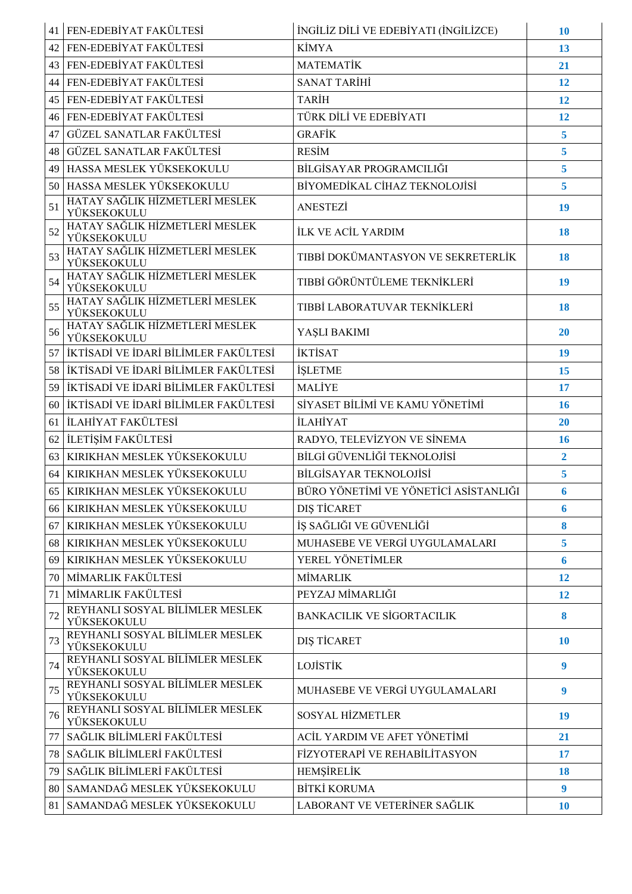| | | | |
|---|---|---|---|
| 41 | FEN-EDEBİYAT FAKÜLTESİ | İNGİLİZ DİLİ VE EDEBİYATI (İNGİLİZCE) | **10** |
| 42 | FEN-EDEBİYAT FAKÜLTESİ | KİMYA | **13** |
| 43 | FEN-EDEBİYAT FAKÜLTESİ | MATEMATİK | **21** |
| 44 | FEN-EDEBİYAT FAKÜLTESİ | SANAT TARİHİ | **12** |
| 45 | FEN-EDEBİYAT FAKÜLTESİ | TARİH | **12** |
| 46 | FEN-EDEBİYAT FAKÜLTESİ | TÜRK DİLİ VE EDEBİYATI | **12** |
| 47 | GÜZEL SANATLAR FAKÜLTESİ | GRAFİK | **5** |
| 48 | GÜZEL SANATLAR FAKÜLTESİ | RESİM | **5** |
| 49 | HASSA MESLEK YÜKSEKOKULU | BİLGİSAYAR PROGRAMCILIĞI | **5** |
| 50 | HASSA MESLEK YÜKSEKOKULU | BİYOMEDİKAL CİHAZ TEKNOLOJİSİ | **5** |
| 51 | HATAY SAĞLIK HİZMETLERİ MESLEK YÜKSEKOKULU | ANESTEZİ | **19** |
| 52 | HATAY SAĞLIK HİZMETLERİ MESLEK YÜKSEKOKULU | İLK VE ACİL YARDIM | **18** |
| 53 | HATAY SAĞLIK HİZMETLERİ MESLEK YÜKSEKOKULU | TIBBİ DOKÜMANTASYON VE SEKRETERLİK | **18** |
| 54 | HATAY SAĞLIK HİZMETLERİ MESLEK YÜKSEKOKULU | TIBBİ GÖRÜNTÜLEME TEKNİKLERİ | **19** |
| 55 | HATAY SAĞLIK HİZMETLERİ MESLEK YÜKSEKOKULU | TIBBİ LABORATUVAR TEKNİKLERİ | **18** |
| 56 | HATAY SAĞLIK HİZMETLERİ MESLEK YÜKSEKOKULU | YAŞLI BAKIMI | **20** |
| 57 | İKTİSADİ VE İDARİ BİLİMLER FAKÜLTESİ | İKTİSAT | **19** |
| 58 | İKTİSADİ VE İDARİ BİLİMLER FAKÜLTESİ | İŞLETME | **15** |
| 59 | İKTİSADİ VE İDARİ BİLİMLER FAKÜLTESİ | MALİYE | **17** |
| 60 | İKTİSADİ VE İDARİ BİLİMLER FAKÜLTESİ | SİYASET BİLİMİ VE KAMU YÖNETİMİ | **16** |
| 61 | İLAHİYAT FAKÜLTESİ | İLAHİYAT | **20** |
| 62 | İLETİŞİM FAKÜLTESİ | RADYO, TELEVİZYON VE SİNEMA | **16** |
| 63 | KIRIKHAN MESLEK YÜKSEKOKULU | BİLGİ GÜVENLİĞİ TEKNOLOJİSİ | **2** |
| 64 | KIRIKHAN MESLEK YÜKSEKOKULU | BİLGİSAYAR TEKNOLOJİSİ | **5** |
| 65 | KIRIKHAN MESLEK YÜKSEKOKULU | BÜRO YÖNETİMİ VE YÖNETİCİ ASİSTANLIĞI | **6** |
| 66 | KIRIKHAN MESLEK YÜKSEKOKULU | DIŞ TİCARET | **6** |
| 67 | KIRIKHAN MESLEK YÜKSEKOKULU | İŞ SAĞLIĞI VE GÜVENLİĞİ | **8** |
| 68 | KIRIKHAN MESLEK YÜKSEKOKULU | MUHASEBE VE VERGİ UYGULAMALARI | **5** |
| 69 | KIRIKHAN MESLEK YÜKSEKOKULU | YEREL YÖNETİMLER | **6** |
| 70 | MİMARLIK FAKÜLTESİ | MİMARLIK | **12** |
| 71 | MİMARLIK FAKÜLTESİ | PEYZAJ MİMARLIĞI | **12** |
| 72 | REYHANLI SOSYAL BİLİMLER MESLEK YÜKSEKOKULU | BANKACILIK VE SİGORTACILIK | **8** |
| 73 | REYHANLI SOSYAL BİLİMLER MESLEK YÜKSEKOKULU | DIŞ TİCARET | **10** |
| 74 | REYHANLI SOSYAL BİLİMLER MESLEK YÜKSEKOKULU | LOJİSTİK | **9** |
| 75 | REYHANLI SOSYAL BİLİMLER MESLEK YÜKSEKOKULU | MUHASEBE VE VERGİ UYGULAMALARI | **9** |
| 76 | REYHANLI SOSYAL BİLİMLER MESLEK YÜKSEKOKULU | SOSYAL HİZMETLER | **19** |
| 77 | SAĞLIK BİLİMLERİ FAKÜLTESİ | ACİL YARDIM VE AFET YÖNETİMİ | **21** |
| 78 | SAĞLIK BİLİMLERİ FAKÜLTESİ | FİZYOTERAPİ VE REHABİLİTASYON | **17** |
| 79 | SAĞLIK BİLİMLERİ FAKÜLTESİ | HEMŞİRELİK | **18** |
| 80 | SAMANDAĞ MESLEK YÜKSEKOKULU | BİTKİ KORUMA | **9** |
| 81 | SAMANDAĞ MESLEK YÜKSEKOKULU | LABORANT VE VETERİNER SAĞLIK | **10** |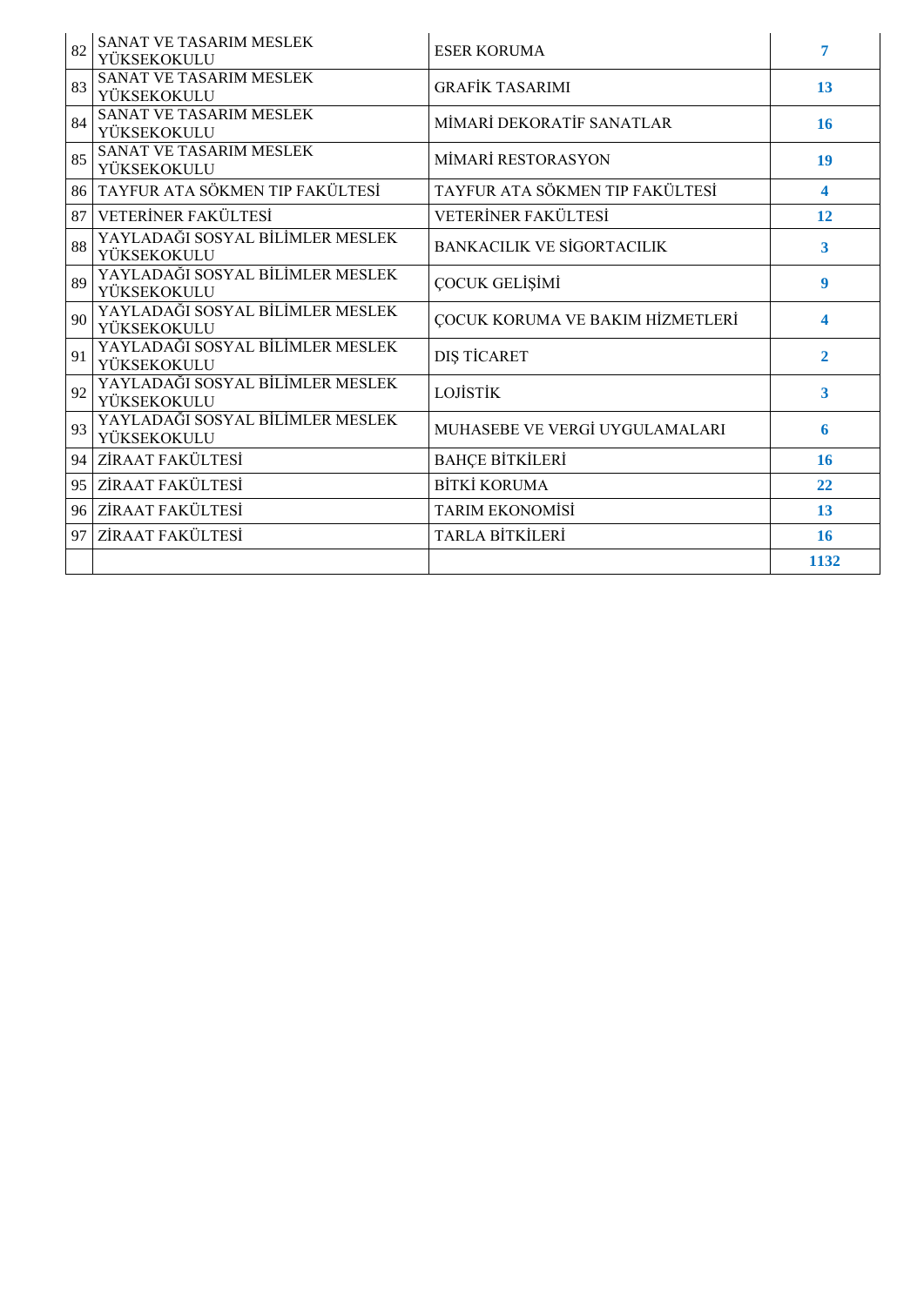| | | | |
|---|---|---|---|
| 82 | SANAT VE TASARIM MESLEK YÜKSEKOKULU | ESER KORUMA | **7** |
| 83 | SANAT VE TASARIM MESLEK YÜKSEKOKULU | GRAFİK TASARIMI | **13** |
| 84 | SANAT VE TASARIM MESLEK YÜKSEKOKULU | MİMARİ DEKORATİF SANATLAR | **16** |
| 85 | SANAT VE TASARIM MESLEK YÜKSEKOKULU | MİMARİ RESTORASYON | **19** |
| 86 | TAYFUR ATA SÖKMEN TIP FAKÜLTESİ | TAYFUR ATA SÖKMEN TIP FAKÜLTESİ | **4** |
| 87 | VETERİNER FAKÜLTESİ | VETERİNER FAKÜLTESİ | **12** |
| 88 | YAYLADAĞI SOSYAL BİLİMLER MESLEK YÜKSEKOKULU | BANKACILIK VE SİGORTACILIK | **3** |
| 89 | YAYLADAĞI SOSYAL BİLİMLER MESLEK YÜKSEKOKULU | ÇOCUK GELİŞİMİ | **9** |
| 90 | YAYLADAĞI SOSYAL BİLİMLER MESLEK YÜKSEKOKULU | ÇOCUK KORUMA VE BAKIM HİZMETLERİ | **4** |
| 91 | YAYLADAĞI SOSYAL BİLİMLER MESLEK YÜKSEKOKULU | DIŞ TİCARET | **2** |
| 92 | YAYLADAĞI SOSYAL BİLİMLER MESLEK YÜKSEKOKULU | LOJİSTİK | **3** |
| 93 | YAYLADAĞI SOSYAL BİLİMLER MESLEK YÜKSEKOKULU | MUHASEBE VE VERGİ UYGULAMALARI | **6** |
| 94 | ZİRAAT FAKÜLTESİ | BAHÇE BİTKİLERİ | **16** |
| 95 | ZİRAAT FAKÜLTESİ | BİTKİ KORUMA | **22** |
| 96 | ZİRAAT FAKÜLTESİ | TARIM EKONOMİSİ | **13** |
| 97 | ZİRAAT FAKÜLTESİ | TARLA BİTKİLERİ | **16** |
| | | | **1132** |